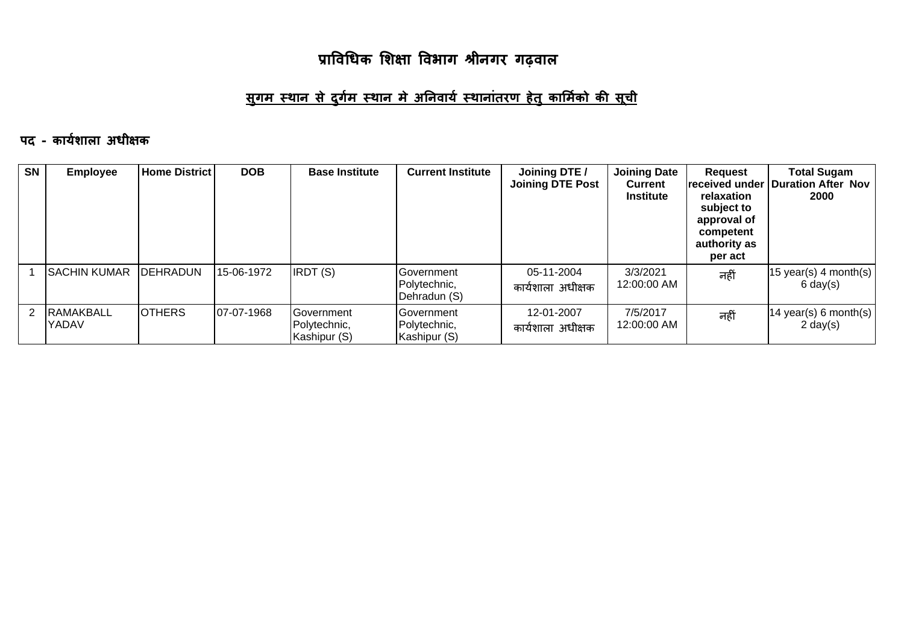# प्राविधिक शिक्षा विभाग श्रीनगर गढ़वाल

## सुगम स्थान से दुर्गम स्थान मे अनिवार्य स्थानांतरण हेतु कार्मिको की सूची

### पद - कार्यशाला अधीक्षक

| SN | Employee | Home District | DOB | Base Institute | Current Institute | Joining DTE / Joining DTE Post | Joining Date Current Institute | Request received under relaxation subject to approval of competent authority as per act | Total Sugam Duration After Nov 2000 |
|---|---|---|---|---|---|---|---|---|---|
| 1 | SACHIN KUMAR | DEHRADUN | 15-06-1972 | IRDT (S) | Government Polytechnic, Dehradun (S) | 05-11-2004 कार्यशाला अधीक्षक | 3/3/2021 12:00:00 AM | नहीं | 15 year(s) 4 month(s) 6 day(s) |
| 2 | RAMAKBALL YADAV | OTHERS | 07-07-1968 | Government Polytechnic, Kashipur (S) | Government Polytechnic, Kashipur (S) | 12-01-2007 कार्यशाला अधीक्षक | 7/5/2017 12:00:00 AM | नहीं | 14 year(s) 6 month(s) 2 day(s) |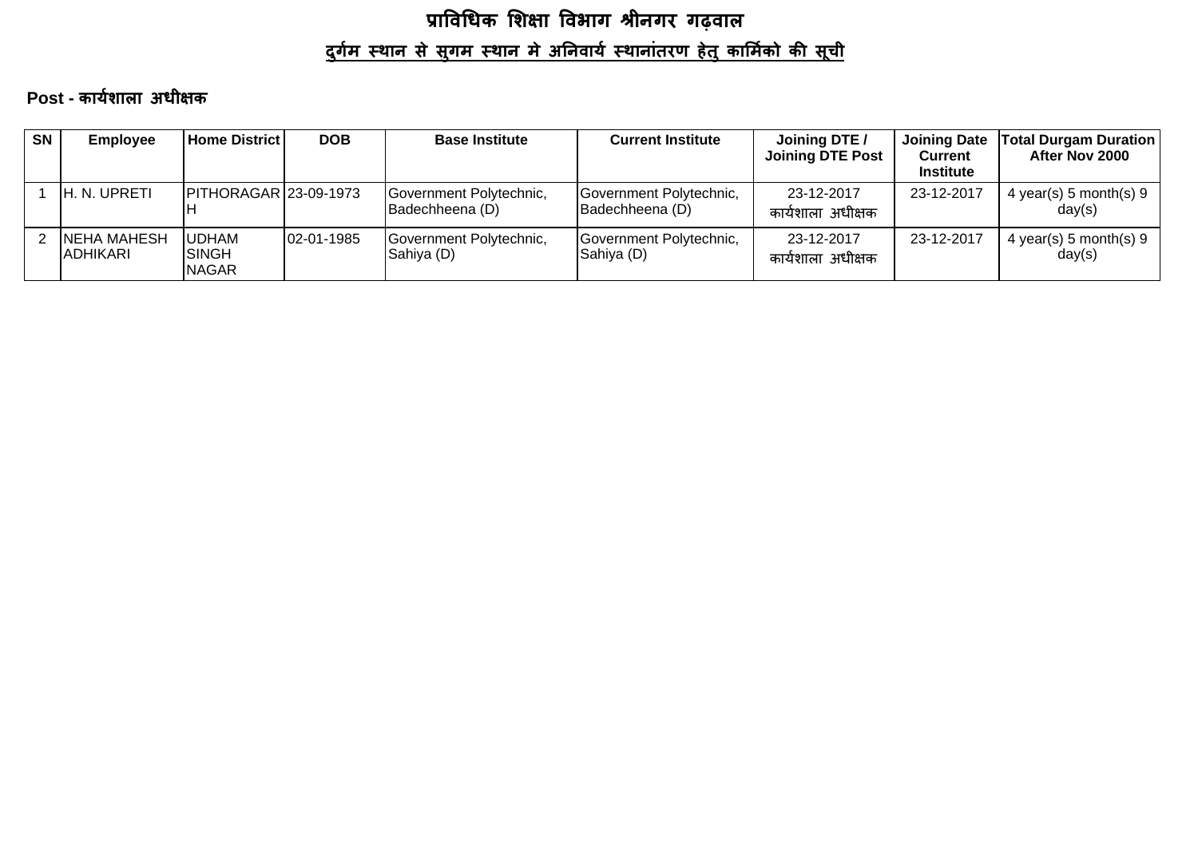# प्राविधिक शिक्षा विभाग श्रीनगर गढ़वाल

## दुर्गम स्थान से सुगम स्थान मे अनिवार्य स्थानांतरण हेतु कार्मिको की सूची

**Post - कार्यशाला अधीक्षक**

| SN | Employee | Home District | DOB | Base Institute | Current Institute | Joining DTE / Joining DTE Post | Joining Date Current Institute | Total Durgam Duration After Nov 2000 |
|---|---|---|---|---|---|---|---|---|
| 1 | H. N. UPRETI | PITHORAGARH | 23-09-1973 | Government Polytechnic, Badechheena (D) | Government Polytechnic, Badechheena (D) | 23-12-2017 कार्यशाला अधीक्षक | 23-12-2017 | 4 year(s) 5 month(s) 9 day(s) |
| 2 | NEHA MAHESH ADHIKARI | UDHAM SINGH NAGAR | 02-01-1985 | Government Polytechnic, Sahiya (D) | Government Polytechnic, Sahiya (D) | 23-12-2017 कार्यशाला अधीक्षक | 23-12-2017 | 4 year(s) 5 month(s) 9 day(s) |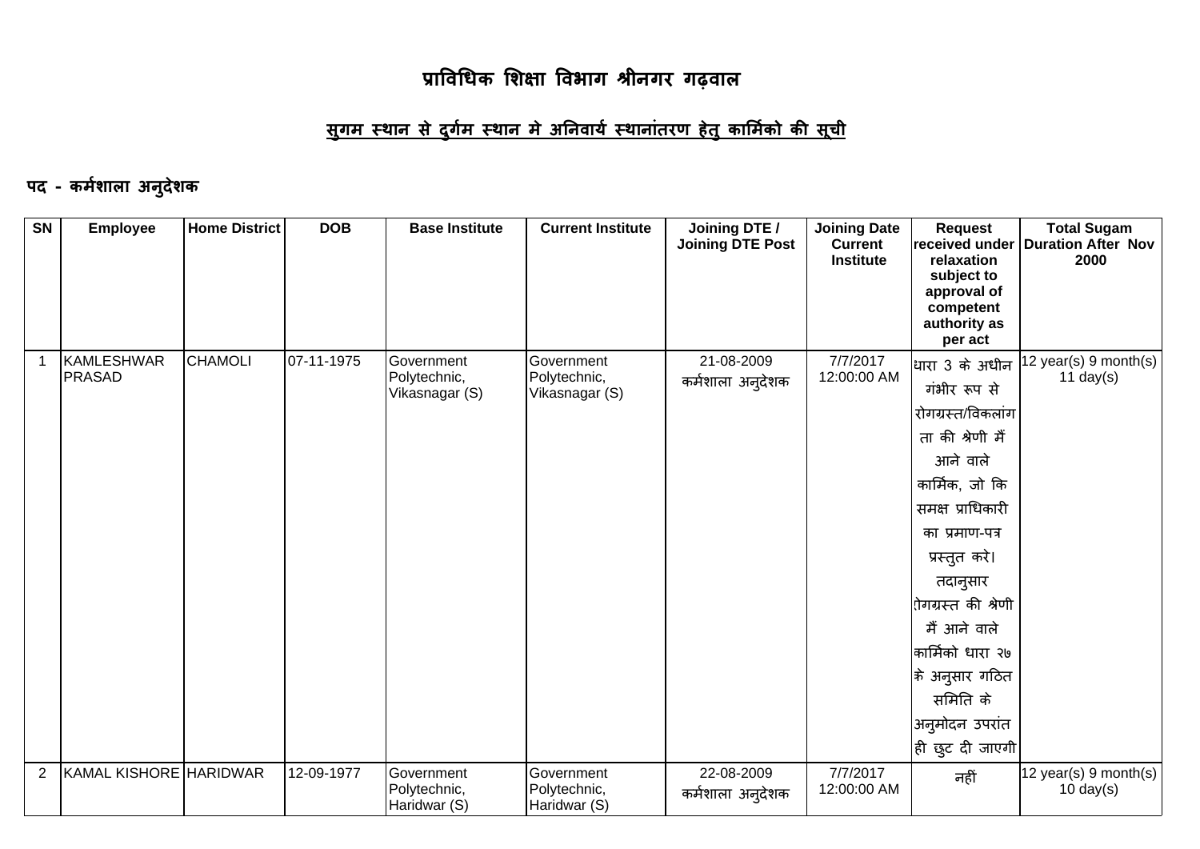# प्राविधिक शिक्षा विभाग श्रीनगर गढ़वाल

## सुगम स्थान से दुर्गम स्थान मे अनिवार्य स्थानांतरण हेतु कार्मिको की सूची

### पद - कर्मशाला अनुदेशक

| SN | Employee | Home District | DOB | Base Institute | Current Institute | Joining DTE / Joining DTE Post | Joining Date Current Institute | Request received under relaxation subject to approval of competent authority as per act | Total Sugam Duration After Nov 2000 |
|---|---|---|---|---|---|---|---|---|---|
| 1 | KAMLESHWAR PRASAD | CHAMOLI | 07-11-1975 | Government Polytechnic, Vikasnagar (S) | Government Polytechnic, Vikasnagar (S) | 21-08-2009 कर्मशाला अनुदेशक | 7/7/2017 12:00:00 AM | धारा 3 के अधीन गंभीर रूप से रोगग्रस्त/विकलांगता की श्रेणी मैं आने वाले कार्मिक, जो कि समक्ष प्राधिकारी का प्रमाण-पत्र प्रस्तुत करे। तदानुसार रोगग्रस्त की श्रेणी मैं आने वाले कार्मिको धारा २७ के अनुसार गठित समिति के अनुमोदन उपरांत ही छुट दी जाएगी | 12 year(s) 9 month(s) 11 day(s) |
| 2 | KAMAL KISHORE | HARIDWAR | 12-09-1977 | Government Polytechnic, Haridwar (S) | Government Polytechnic, Haridwar (S) | 22-08-2009 कर्मशाला अनुदेशक | 7/7/2017 12:00:00 AM | नहीं | 12 year(s) 9 month(s) 10 day(s) |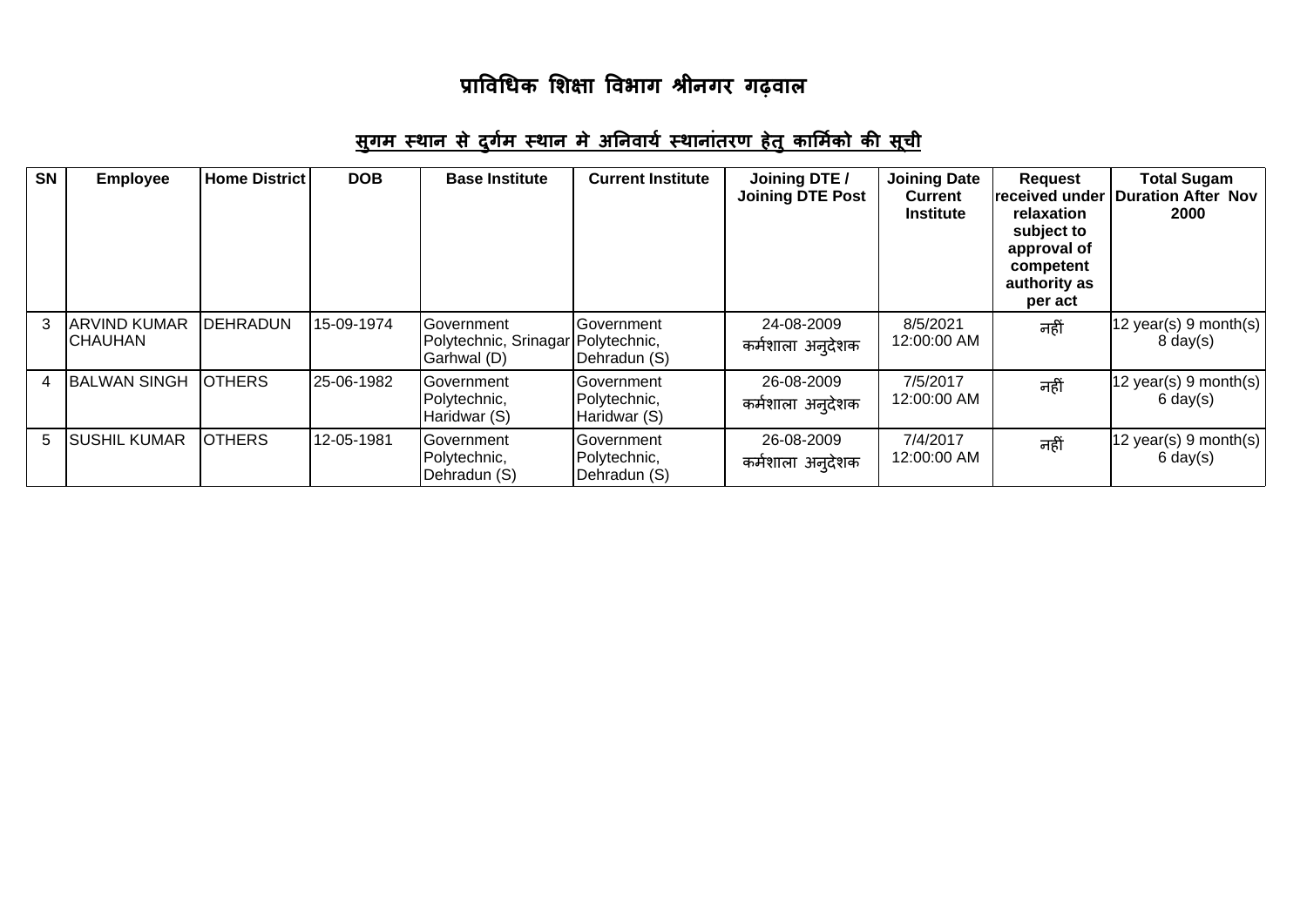# प्राविधिक शिक्षा विभाग श्रीनगर गढ़वाल

## सुगम स्थान से दुर्गम स्थान मे अनिवार्य स्थानांतरण हेतु कार्मिको की सूची

| SN | Employee | Home District | DOB | Base Institute | Current Institute | Joining DTE / Joining DTE Post | Joining Date Current Institute | Request received under relaxation subject to approval of competent authority as per act | Total Sugam Duration After Nov 2000 |
|---|---|---|---|---|---|---|---|---|---|
| 3 | ARVIND KUMAR CHAUHAN | DEHRADUN | 15-09-1974 | Government Polytechnic, Srinagar Garhwal (D) | Government Polytechnic, Dehradun (S) | 24-08-2009 कर्मशाला अनुदेशक | 8/5/2021 12:00:00 AM | नहीं | 12 year(s) 9 month(s) 8 day(s) |
| 4 | BALWAN SINGH | OTHERS | 25-06-1982 | Government Polytechnic, Haridwar (S) | Government Polytechnic, Haridwar (S) | 26-08-2009 कर्मशाला अनुदेशक | 7/5/2017 12:00:00 AM | नहीं | 12 year(s) 9 month(s) 6 day(s) |
| 5 | SUSHIL KUMAR | OTHERS | 12-05-1981 | Government Polytechnic, Dehradun (S) | Government Polytechnic, Dehradun (S) | 26-08-2009 कर्मशाला अनुदेशक | 7/4/2017 12:00:00 AM | नहीं | 12 year(s) 9 month(s) 6 day(s) |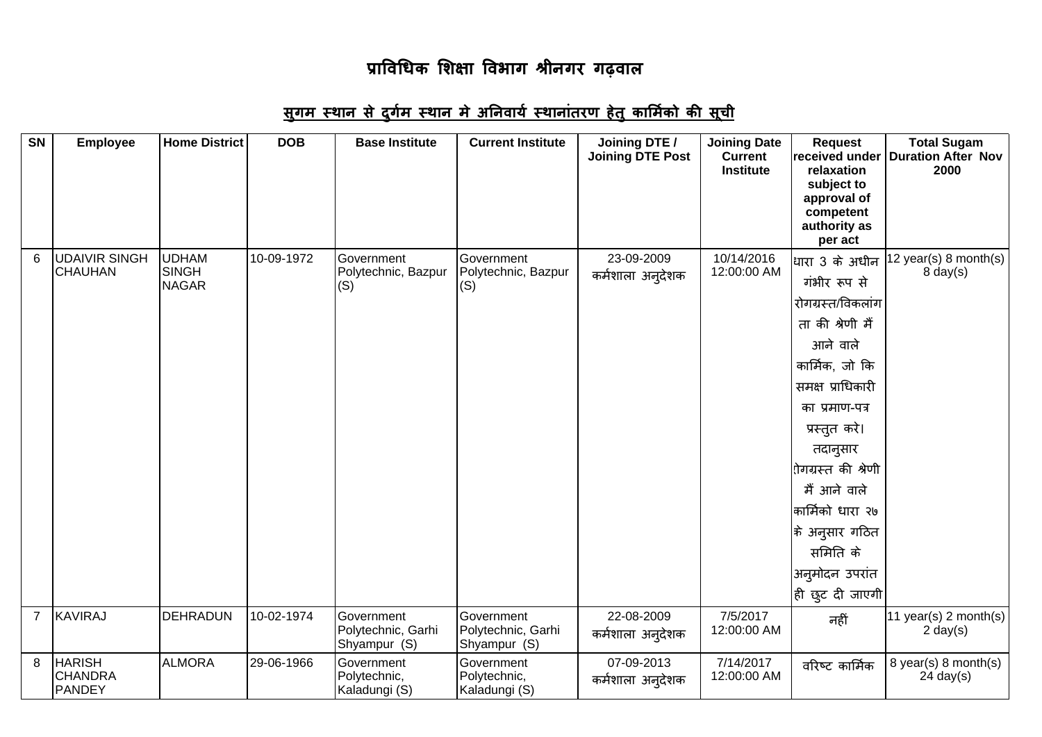# प्राविधिक शिक्षा विभाग श्रीनगर गढ़वाल

## सुगम स्थान से दुर्गम स्थान मे अनिवार्य स्थानांतरण हेतु कार्मिको की सूची

| SN | Employee | Home District | DOB | Base Institute | Current Institute | Joining DTE / Joining DTE Post | Joining Date Current Institute | Request received under relaxation subject to approval of competent authority as per act | Total Sugam Duration After Nov 2000 |
|---|---|---|---|---|---|---|---|---|---|
| 6 | UDAIVIR SINGH CHAUHAN | UDHAM SINGH NAGAR | 10-09-1972 | Government Polytechnic, Bazpur (S) | Government Polytechnic, Bazpur (S) | 23-09-2009 कर्मशाला अनुदेशक | 10/14/2016 12:00:00 AM | धारा 3 के अधीन गंभीर रूप से रोगग्रस्त/विकलांगता की श्रेणी मैं आने वाले कार्मिक, जो कि समक्ष प्राधिकारी का प्रमाण-पत्र प्रस्तुत करे। तदानुसार रोगग्रस्त की श्रेणी मैं आने वाले कार्मिको धारा २७ के अनुसार गठित समिति के अनुमोदन उपरांत ही छुट दी जाएगी | 12 year(s) 8 month(s) 8 day(s) |
| 7 | KAVIRAJ | DEHRADUN | 10-02-1974 | Government Polytechnic, Garhi Shyampur (S) | Government Polytechnic, Garhi Shyampur (S) | 22-08-2009 कर्मशाला अनुदेशक | 7/5/2017 12:00:00 AM | नहीं | 11 year(s) 2 month(s) 2 day(s) |
| 8 | HARISH CHANDRA PANDEY | ALMORA | 29-06-1966 | Government Polytechnic, Kaladungi (S) | Government Polytechnic, Kaladungi (S) | 07-09-2013 कर्मशाला अनुदेशक | 7/14/2017 12:00:00 AM | वरिष्ट कार्मिक | 8 year(s) 8 month(s) 24 day(s) |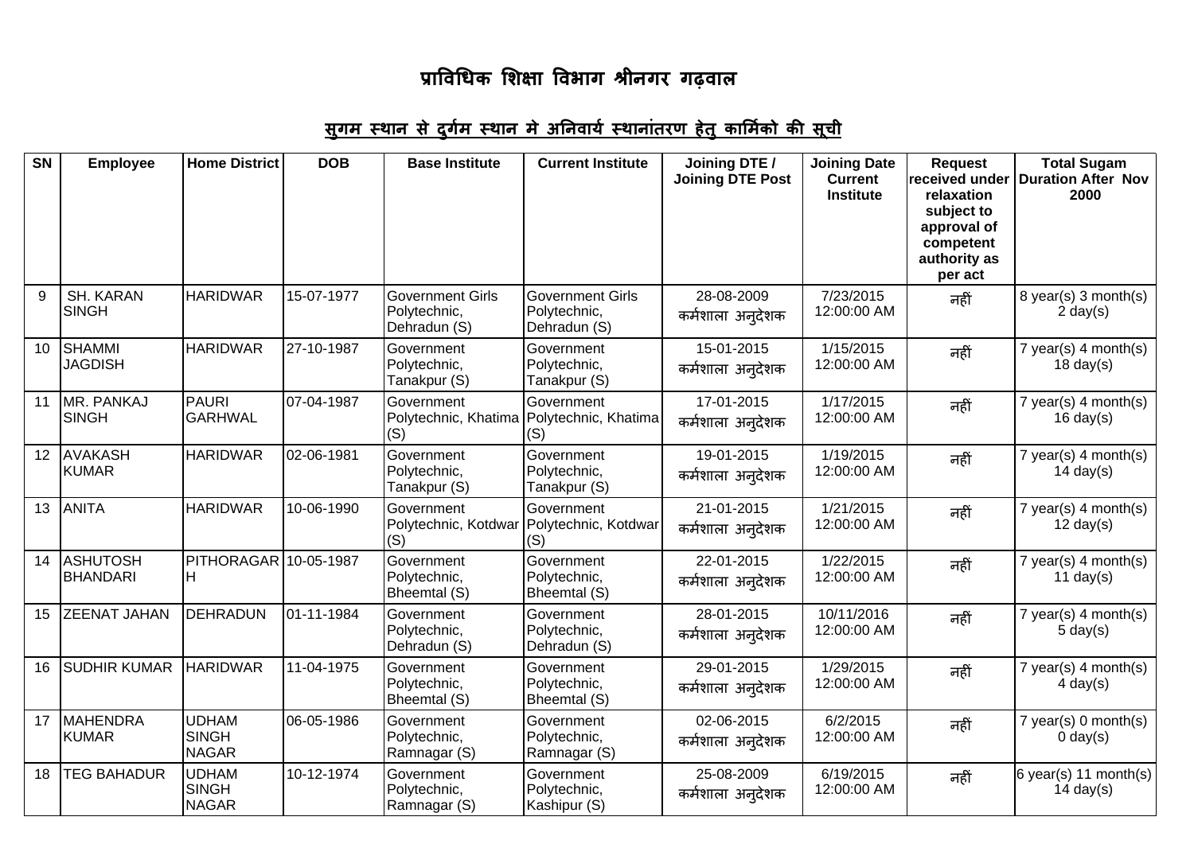# प्राविधिक शिक्षा विभाग श्रीनगर गढ़वाल

## सुगम स्थान से दुर्गम स्थान मे अनिवार्य स्थानांतरण हेतु कार्मिको की सूची

| SN | Employee | Home District | DOB | Base Institute | Current Institute | Joining DTE / Joining DTE Post | Joining Date Current Institute | Request received under relaxation subject to approval of competent authority as per act | Total Sugam Duration After Nov 2000 |
|---|---|---|---|---|---|---|---|---|---|
| 9 | SH. KARAN SINGH | HARIDWAR | 15-07-1977 | Government Girls Polytechnic, Dehradun (S) | Government Girls Polytechnic, Dehradun (S) | 28-08-2009 कर्मशाला अनुदेशक | 7/23/2015 12:00:00 AM | नहीं | 8 year(s) 3 month(s) 2 day(s) |
| 10 | SHAMMI JAGDISH | HARIDWAR | 27-10-1987 | Government Polytechnic, Tanakpur (S) | Government Polytechnic, Tanakpur (S) | 15-01-2015 कर्मशाला अनुदेशक | 1/15/2015 12:00:00 AM | नहीं | 7 year(s) 4 month(s) 18 day(s) |
| 11 | MR. PANKAJ SINGH | PAURI GARHWAL | 07-04-1987 | Government Polytechnic, Khatima (S) | Government Polytechnic, Khatima (S) | 17-01-2015 कर्मशाला अनुदेशक | 1/17/2015 12:00:00 AM | नहीं | 7 year(s) 4 month(s) 16 day(s) |
| 12 | AVAKASH KUMAR | HARIDWAR | 02-06-1981 | Government Polytechnic, Tanakpur (S) | Government Polytechnic, Tanakpur (S) | 19-01-2015 कर्मशाला अनुदेशक | 1/19/2015 12:00:00 AM | नहीं | 7 year(s) 4 month(s) 14 day(s) |
| 13 | ANITA | HARIDWAR | 10-06-1990 | Government Polytechnic, Kotdwar (S) | Government Polytechnic, Kotdwar (S) | 21-01-2015 कर्मशाला अनुदेशक | 1/21/2015 12:00:00 AM | नहीं | 7 year(s) 4 month(s) 12 day(s) |
| 14 | ASHUTOSH BHANDARI | PITHORAGARH | 10-05-1987 | Government Polytechnic, Bheemtal (S) | Government Polytechnic, Bheemtal (S) | 22-01-2015 कर्मशाला अनुदेशक | 1/22/2015 12:00:00 AM | नहीं | 7 year(s) 4 month(s) 11 day(s) |
| 15 | ZEENAT JAHAN | DEHRADUN | 01-11-1984 | Government Polytechnic, Dehradun (S) | Government Polytechnic, Dehradun (S) | 28-01-2015 कर्मशाला अनुदेशक | 10/11/2016 12:00:00 AM | नहीं | 7 year(s) 4 month(s) 5 day(s) |
| 16 | SUDHIR KUMAR | HARIDWAR | 11-04-1975 | Government Polytechnic, Bheemtal (S) | Government Polytechnic, Bheemtal (S) | 29-01-2015 कर्मशाला अनुदेशक | 1/29/2015 12:00:00 AM | नहीं | 7 year(s) 4 month(s) 4 day(s) |
| 17 | MAHENDRA KUMAR | UDHAM SINGH NAGAR | 06-05-1986 | Government Polytechnic, Ramnagar (S) | Government Polytechnic, Ramnagar (S) | 02-06-2015 कर्मशाला अनुदेशक | 6/2/2015 12:00:00 AM | नहीं | 7 year(s) 0 month(s) 0 day(s) |
| 18 | TEG BAHADUR | UDHAM SINGH NAGAR | 10-12-1974 | Government Polytechnic, Ramnagar (S) | Government Polytechnic, Kashipur (S) | 25-08-2009 कर्मशाला अनुदेशक | 6/19/2015 12:00:00 AM | नहीं | 6 year(s) 11 month(s) 14 day(s) |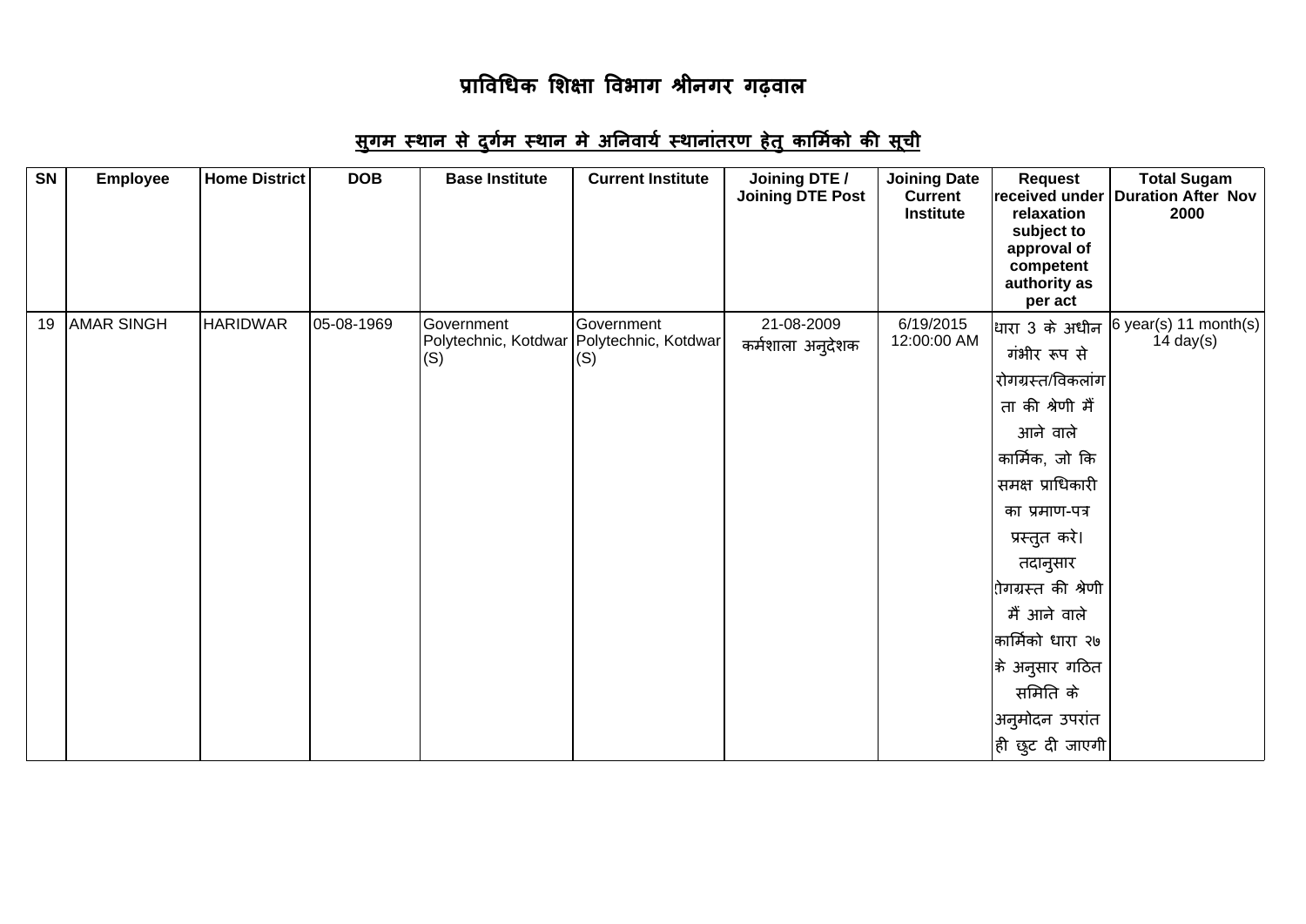# प्राविधिक शिक्षा विभाग श्रीनगर गढ़वाल

## सुगम स्थान से दुर्गम स्थान मे अनिवार्य स्थानांतरण हेतु कार्मिको की सूची

| SN | Employee | Home District | DOB | Base Institute | Current Institute | Joining DTE / Joining DTE Post | Joining Date Current Institute | Request received under relaxation subject to approval of competent authority as per act | Total Sugam Duration After Nov 2000 |
|---|---|---|---|---|---|---|---|---|---|
| 19 | AMAR SINGH | HARIDWAR | 05-08-1969 | Government Polytechnic, Kotdwar (S) | Government Polytechnic, Kotdwar (S) | 21-08-2009 कर्मशाला अनुदेशक | 6/19/2015 12:00:00 AM | धारा 3 के अधीन गंभीर रूप से रोगग्रस्त/विकलांगता की श्रेणी मैं आने वाले कार्मिक, जो कि समक्ष प्राधिकारी का प्रमाण-पत्र प्रस्तुत करे। तदानुसार रोगग्रस्त की श्रेणी मैं आने वाले कार्मिको धारा २७ के अनुसार गठित समिति के अनुमोदन उपरांत ही छुट दी जाएगी | 6 year(s) 11 month(s) 14 day(s) |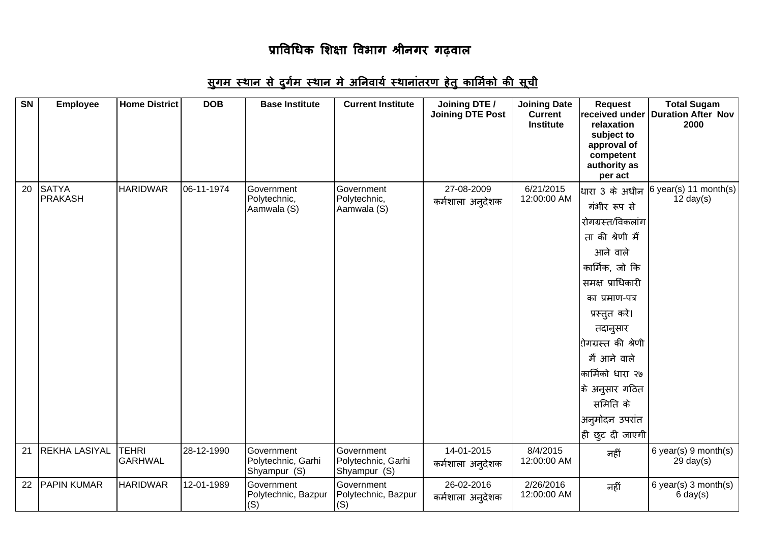# प्राविधिक शिक्षा विभाग श्रीनगर गढ़वाल

## सुगम स्थान से दुर्गम स्थान मे अनिवार्य स्थानांतरण हेतु कार्मिको की सूची

| SN | Employee | Home District | DOB | Base Institute | Current Institute | Joining DTE / Joining DTE Post | Joining Date Current Institute | Request received under relaxation subject to approval of competent authority as per act | Total Sugam Duration After Nov 2000 |
|---|---|---|---|---|---|---|---|---|---|
| 20 | SATYA PRAKASH | HARIDWAR | 06-11-1974 | Government Polytechnic, Aamwala (S) | Government Polytechnic, Aamwala (S) | 27-08-2009 कर्मशाला अनुदेशक | 6/21/2015 12:00:00 AM | धारा 3 के अधीन गंभीर रूप से रोगग्रस्त/विकलांगता की श्रेणी मैं आने वाले कार्मिक, जो कि समक्ष प्राधिकारी का प्रमाण-पत्र प्रस्तुत करे। तदानुसार रोगग्रस्त की श्रेणी मैं आने वाले कार्मिको धारा २७ के अनुसार गठित समिति के अनुमोदन उपरांत ही छुट दी जाएगी | 6 year(s) 11 month(s) 12 day(s) |
| 21 | REKHA LASIYAL | TEHRI GARHWAL | 28-12-1990 | Government Polytechnic, Garhi Shyampur (S) | Government Polytechnic, Garhi Shyampur (S) | 14-01-2015 कर्मशाला अनुदेशक | 8/4/2015 12:00:00 AM | नहीं | 6 year(s) 9 month(s) 29 day(s) |
| 22 | PAPIN KUMAR | HARIDWAR | 12-01-1989 | Government Polytechnic, Bazpur (S) | Government Polytechnic, Bazpur (S) | 26-02-2016 कर्मशाला अनुदेशक | 2/26/2016 12:00:00 AM | नहीं | 6 year(s) 3 month(s) 6 day(s) |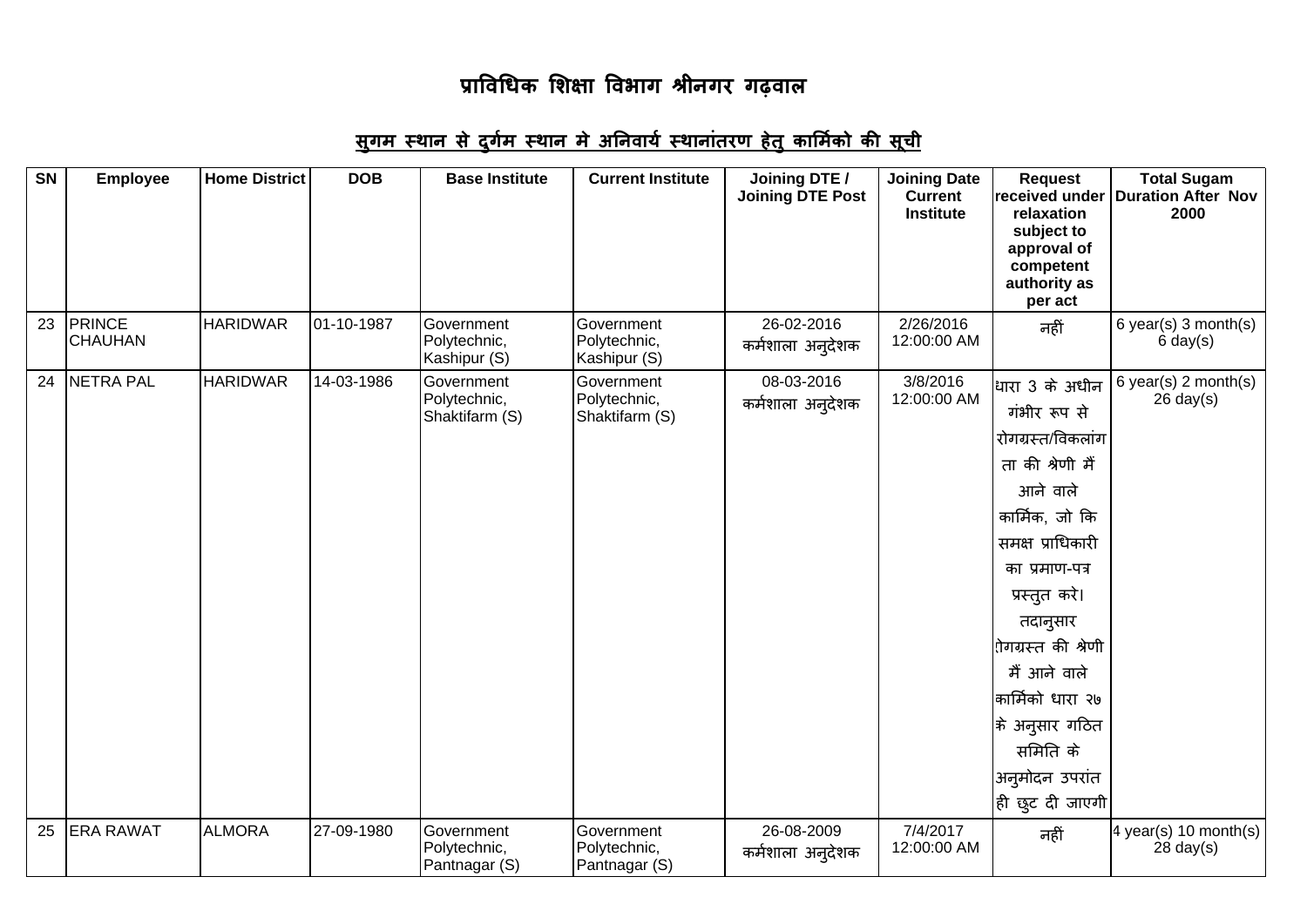# प्राविधिक शिक्षा विभाग श्रीनगर गढ़वाल

## सुगम स्थान से दुर्गम स्थान मे अनिवार्य स्थानांतरण हेतु कार्मिको की सूची

| SN | Employee | Home District | DOB | Base Institute | Current Institute | Joining DTE / Joining DTE Post | Joining Date Current Institute | Request received under relaxation subject to approval of competent authority as per act | Total Sugam Duration After Nov 2000 |
|---|---|---|---|---|---|---|---|---|---|
| 23 | PRINCE CHAUHAN | HARIDWAR | 01-10-1987 | Government Polytechnic, Kashipur (S) | Government Polytechnic, Kashipur (S) | 26-02-2016 कर्मशाला अनुदेशक | 2/26/2016 12:00:00 AM | नहीं | 6 year(s) 3 month(s) 6 day(s) |
| 24 | NETRA PAL | HARIDWAR | 14-03-1986 | Government Polytechnic, Shaktifarm (S) | Government Polytechnic, Shaktifarm (S) | 08-03-2016 कर्मशाला अनुदेशक | 3/8/2016 12:00:00 AM | धारा 3 के अधीन गंभीर रूप से रोगग्रस्त/विकलांगता की श्रेणी मैं आने वाले कार्मिक, जो कि समक्ष प्राधिकारी का प्रमाण-पत्र प्रस्तुत करे। तदानुसार रोगग्रस्त की श्रेणी मैं आने वाले कार्मिको धारा २७ के अनुसार गठित समिति के अनुमोदन उपरांत ही छुट दी जाएगी | 6 year(s) 2 month(s) 26 day(s) |
| 25 | ERA RAWAT | ALMORA | 27-09-1980 | Government Polytechnic, Pantnagar (S) | Government Polytechnic, Pantnagar (S) | 26-08-2009 कर्मशाला अनुदेशक | 7/4/2017 12:00:00 AM | नहीं | 4 year(s) 10 month(s) 28 day(s) |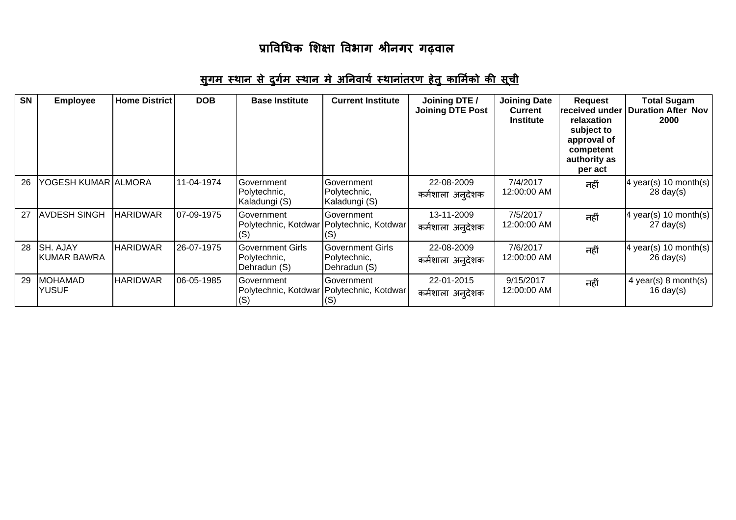# प्राविधिक शिक्षा विभाग श्रीनगर गढ़वाल

## सुगम स्थान से दुर्गम स्थान मे अनिवार्य स्थानांतरण हेतु कार्मिको की सूची

| SN | Employee | Home District | DOB | Base Institute | Current Institute | Joining DTE / Joining DTE Post | Joining Date Current Institute | Request received under relaxation subject to approval of competent authority as per act | Total Sugam Duration After Nov 2000 |
|---|---|---|---|---|---|---|---|---|---|
| 26 | YOGESH KUMAR | ALMORA | 11-04-1974 | Government Polytechnic, Kaladungi (S) | Government Polytechnic, Kaladungi (S) | 22-08-2009 कर्मशाला अनुदेशक | 7/4/2017 12:00:00 AM | नहीं | 4 year(s) 10 month(s) 28 day(s) |
| 27 | AVDESH SINGH | HARIDWAR | 07-09-1975 | Government Polytechnic, Kotdwar (S) | Government Polytechnic, Kotdwar (S) | 13-11-2009 कर्मशाला अनुदेशक | 7/5/2017 12:00:00 AM | नहीं | 4 year(s) 10 month(s) 27 day(s) |
| 28 | SH. AJAY KUMAR BAWRA | HARIDWAR | 26-07-1975 | Government Girls Polytechnic, Dehradun (S) | Government Girls Polytechnic, Dehradun (S) | 22-08-2009 कर्मशाला अनुदेशक | 7/6/2017 12:00:00 AM | नहीं | 4 year(s) 10 month(s) 26 day(s) |
| 29 | MOHAMAD YUSUF | HARIDWAR | 06-05-1985 | Government Polytechnic, Kotdwar (S) | Government Polytechnic, Kotdwar (S) | 22-01-2015 कर्मशाला अनुदेशक | 9/15/2017 12:00:00 AM | नहीं | 4 year(s) 8 month(s) 16 day(s) |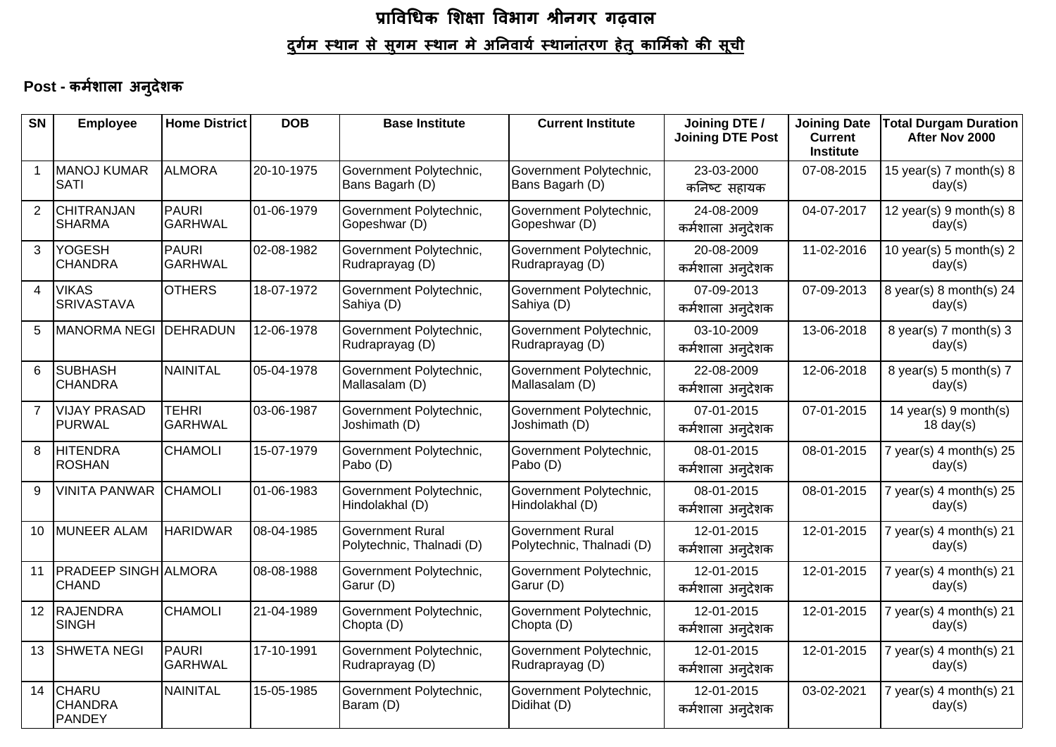# प्राविधिक शिक्षा विभाग श्रीनगर गढ़वाल

## दुर्गम स्थान से सुगम स्थान मे अनिवार्य स्थानांतरण हेतु कार्मिको की सूची

**Post - कर्मशाला अनुदेशक**

| SN | Employee | Home District | DOB | Base Institute | Current Institute | Joining DTE / Joining DTE Post | Joining Date Current Institute | Total Durgam Duration After Nov 2000 |
|---|---|---|---|---|---|---|---|---|
| 1 | MANOJ KUMAR SATI | ALMORA | 20-10-1975 | Government Polytechnic, Bans Bagarh (D) | Government Polytechnic, Bans Bagarh (D) | 23-03-2000 कनिष्ट सहायक | 07-08-2015 | 15 year(s) 7 month(s) 8 day(s) |
| 2 | CHITRANJAN SHARMA | PAURI GARHWAL | 01-06-1979 | Government Polytechnic, Gopeshwar (D) | Government Polytechnic, Gopeshwar (D) | 24-08-2009 कर्मशाला अनुदेशक | 04-07-2017 | 12 year(s) 9 month(s) 8 day(s) |
| 3 | YOGESH CHANDRA | PAURI GARHWAL | 02-08-1982 | Government Polytechnic, Rudraprayag (D) | Government Polytechnic, Rudraprayag (D) | 20-08-2009 कर्मशाला अनुदेशक | 11-02-2016 | 10 year(s) 5 month(s) 2 day(s) |
| 4 | VIKAS SRIVASTAVA | OTHERS | 18-07-1972 | Government Polytechnic, Sahiya (D) | Government Polytechnic, Sahiya (D) | 07-09-2013 कर्मशाला अनुदेशक | 07-09-2013 | 8 year(s) 8 month(s) 24 day(s) |
| 5 | MANORMA NEGI | DEHRADUN | 12-06-1978 | Government Polytechnic, Rudraprayag (D) | Government Polytechnic, Rudraprayag (D) | 03-10-2009 कर्मशाला अनुदेशक | 13-06-2018 | 8 year(s) 7 month(s) 3 day(s) |
| 6 | SUBHASH CHANDRA | NAINITAL | 05-04-1978 | Government Polytechnic, Mallasalam (D) | Government Polytechnic, Mallasalam (D) | 22-08-2009 कर्मशाला अनुदेशक | 12-06-2018 | 8 year(s) 5 month(s) 7 day(s) |
| 7 | VIJAY PRASAD PURWAL | TEHRI GARHWAL | 03-06-1987 | Government Polytechnic, Joshimath (D) | Government Polytechnic, Joshimath (D) | 07-01-2015 कर्मशाला अनुदेशक | 07-01-2015 | 14 year(s) 9 month(s) 18 day(s) |
| 8 | HITENDRA ROSHAN | CHAMOLI | 15-07-1979 | Government Polytechnic, Pabo (D) | Government Polytechnic, Pabo (D) | 08-01-2015 कर्मशाला अनुदेशक | 08-01-2015 | 7 year(s) 4 month(s) 25 day(s) |
| 9 | VINITA PANWAR | CHAMOLI | 01-06-1983 | Government Polytechnic, Hindolakhal (D) | Government Polytechnic, Hindolakhal (D) | 08-01-2015 कर्मशाला अनुदेशक | 08-01-2015 | 7 year(s) 4 month(s) 25 day(s) |
| 10 | MUNEER ALAM | HARIDWAR | 08-04-1985 | Government Rural Polytechnic, Thalnadi (D) | Government Rural Polytechnic, Thalnadi (D) | 12-01-2015 कर्मशाला अनुदेशक | 12-01-2015 | 7 year(s) 4 month(s) 21 day(s) |
| 11 | PRADEEP SINGH CHAND | ALMORA | 08-08-1988 | Government Polytechnic, Garur (D) | Government Polytechnic, Garur (D) | 12-01-2015 कर्मशाला अनुदेशक | 12-01-2015 | 7 year(s) 4 month(s) 21 day(s) |
| 12 | RAJENDRA SINGH | CHAMOLI | 21-04-1989 | Government Polytechnic, Chopta (D) | Government Polytechnic, Chopta (D) | 12-01-2015 कर्मशाला अनुदेशक | 12-01-2015 | 7 year(s) 4 month(s) 21 day(s) |
| 13 | SHWETA NEGI | PAURI GARHWAL | 17-10-1991 | Government Polytechnic, Rudraprayag (D) | Government Polytechnic, Rudraprayag (D) | 12-01-2015 कर्मशाला अनुदेशक | 12-01-2015 | 7 year(s) 4 month(s) 21 day(s) |
| 14 | CHARU CHANDRA PANDEY | NAINITAL | 15-05-1985 | Government Polytechnic, Baram (D) | Government Polytechnic, Didihat (D) | 12-01-2015 कर्मशाला अनुदेशक | 03-02-2021 | 7 year(s) 4 month(s) 21 day(s) |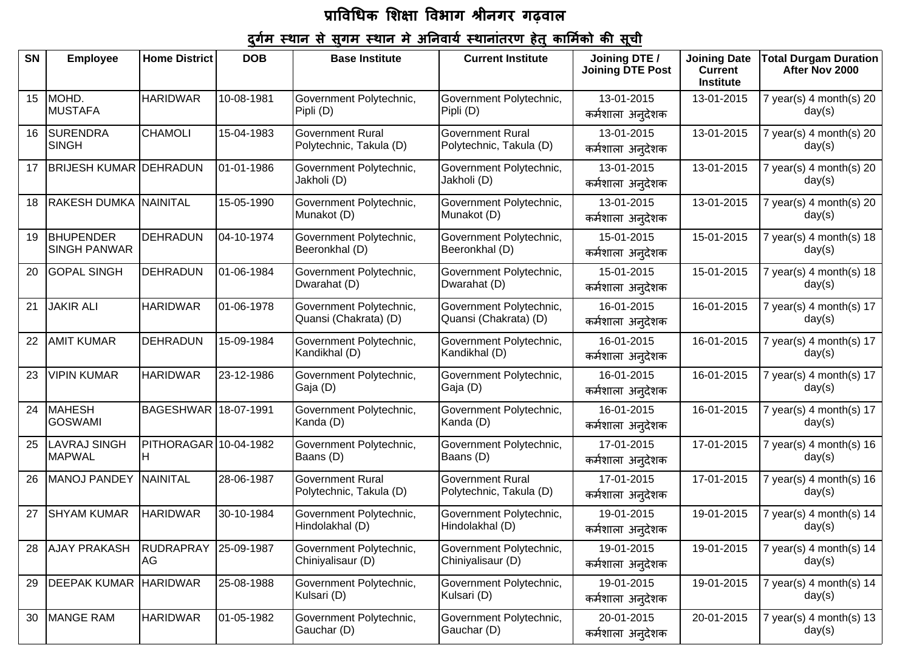# प्राविधिक शिक्षा विभाग श्रीनगर गढ़वाल

## दुर्गम स्थान से सुगम स्थान मे अनिवार्य स्थानांतरण हेतु कार्मिको की सूची

| SN | Employee | Home District | DOB | Base Institute | Current Institute | Joining DTE / Joining DTE Post | Joining Date Current Institute | Total Durgam Duration After Nov 2000 |
|---|---|---|---|---|---|---|---|---|
| 15 | MOHD. MUSTAFA | HARIDWAR | 10-08-1981 | Government Polytechnic, Pipli (D) | Government Polytechnic, Pipli (D) | 13-01-2015 कर्मशाला अनुदेशक | 13-01-2015 | 7 year(s) 4 month(s) 20 day(s) |
| 16 | SURENDRA SINGH | CHAMOLI | 15-04-1983 | Government Rural Polytechnic, Takula (D) | Government Rural Polytechnic, Takula (D) | 13-01-2015 कर्मशाला अनुदेशक | 13-01-2015 | 7 year(s) 4 month(s) 20 day(s) |
| 17 | BRIJESH KUMAR | DEHRADUN | 01-01-1986 | Government Polytechnic, Jakholi (D) | Government Polytechnic, Jakholi (D) | 13-01-2015 कर्मशाला अनुदेशक | 13-01-2015 | 7 year(s) 4 month(s) 20 day(s) |
| 18 | RAKESH DUMKA | NAINITAL | 15-05-1990 | Government Polytechnic, Munakot (D) | Government Polytechnic, Munakot (D) | 13-01-2015 कर्मशाला अनुदेशक | 13-01-2015 | 7 year(s) 4 month(s) 20 day(s) |
| 19 | BHUPENDER SINGH PANWAR | DEHRADUN | 04-10-1974 | Government Polytechnic, Beeronkhal (D) | Government Polytechnic, Beeronkhal (D) | 15-01-2015 कर्मशाला अनुदेशक | 15-01-2015 | 7 year(s) 4 month(s) 18 day(s) |
| 20 | GOPAL SINGH | DEHRADUN | 01-06-1984 | Government Polytechnic, Dwarahat (D) | Government Polytechnic, Dwarahat (D) | 15-01-2015 कर्मशाला अनुदेशक | 15-01-2015 | 7 year(s) 4 month(s) 18 day(s) |
| 21 | JAKIR ALI | HARIDWAR | 01-06-1978 | Government Polytechnic, Quansi (Chakrata) (D) | Government Polytechnic, Quansi (Chakrata) (D) | 16-01-2015 कर्मशाला अनुदेशक | 16-01-2015 | 7 year(s) 4 month(s) 17 day(s) |
| 22 | AMIT KUMAR | DEHRADUN | 15-09-1984 | Government Polytechnic, Kandikhal (D) | Government Polytechnic, Kandikhal (D) | 16-01-2015 कर्मशाला अनुदेशक | 16-01-2015 | 7 year(s) 4 month(s) 17 day(s) |
| 23 | VIPIN KUMAR | HARIDWAR | 23-12-1986 | Government Polytechnic, Gaja (D) | Government Polytechnic, Gaja (D) | 16-01-2015 कर्मशाला अनुदेशक | 16-01-2015 | 7 year(s) 4 month(s) 17 day(s) |
| 24 | MAHESH GOSWAMI | BAGESHWAR | 18-07-1991 | Government Polytechnic, Kanda (D) | Government Polytechnic, Kanda (D) | 16-01-2015 कर्मशाला अनुदेशक | 16-01-2015 | 7 year(s) 4 month(s) 17 day(s) |
| 25 | LAVRAJ SINGH MAPWAL | PITHORAGARH | 10-04-1982 | Government Polytechnic, Baans (D) | Government Polytechnic, Baans (D) | 17-01-2015 कर्मशाला अनुदेशक | 17-01-2015 | 7 year(s) 4 month(s) 16 day(s) |
| 26 | MANOJ PANDEY | NAINITAL | 28-06-1987 | Government Rural Polytechnic, Takula (D) | Government Rural Polytechnic, Takula (D) | 17-01-2015 कर्मशाला अनुदेशक | 17-01-2015 | 7 year(s) 4 month(s) 16 day(s) |
| 27 | SHYAM KUMAR | HARIDWAR | 30-10-1984 | Government Polytechnic, Hindolakhal (D) | Government Polytechnic, Hindolakhal (D) | 19-01-2015 कर्मशाला अनुदेशक | 19-01-2015 | 7 year(s) 4 month(s) 14 day(s) |
| 28 | AJAY PRAKASH | RUDRAPRAYAG | 25-09-1987 | Government Polytechnic, Chiniyalisaur (D) | Government Polytechnic, Chiniyalisaur (D) | 19-01-2015 कर्मशाला अनुदेशक | 19-01-2015 | 7 year(s) 4 month(s) 14 day(s) |
| 29 | DEEPAK KUMAR | HARIDWAR | 25-08-1988 | Government Polytechnic, Kulsari (D) | Government Polytechnic, Kulsari (D) | 19-01-2015 कर्मशाला अनुदेशक | 19-01-2015 | 7 year(s) 4 month(s) 14 day(s) |
| 30 | MANGE RAM | HARIDWAR | 01-05-1982 | Government Polytechnic, Gauchar (D) | Government Polytechnic, Gauchar (D) | 20-01-2015 कर्मशाला अनुदेशक | 20-01-2015 | 7 year(s) 4 month(s) 13 day(s) |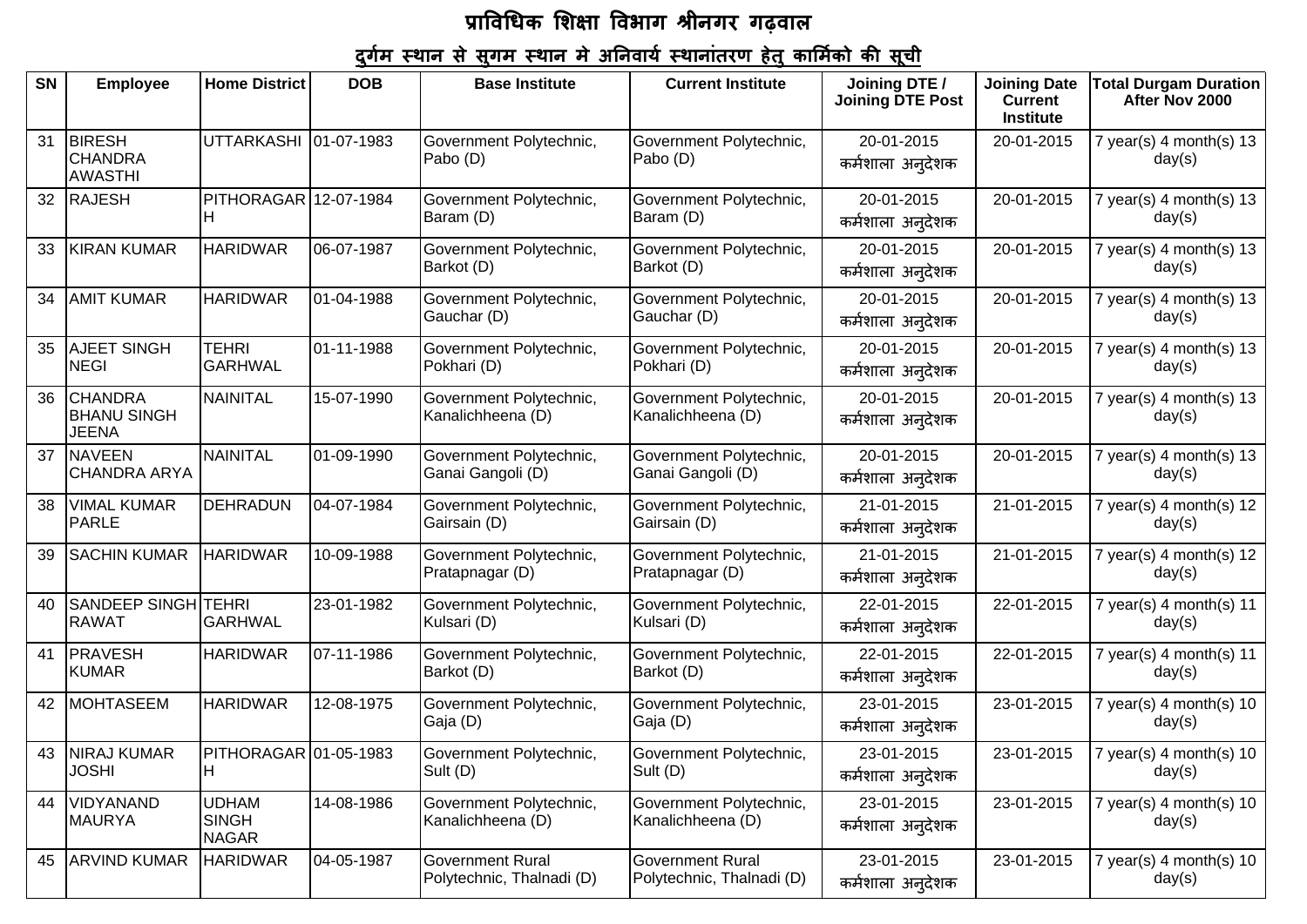# प्राविधिक शिक्षा विभाग श्रीनगर गढ़वाल

## दुर्गम स्थान से सुगम स्थान मे अनिवार्य स्थानांतरण हेतु कार्मिको की सूची

| SN | Employee | Home District | DOB | Base Institute | Current Institute | Joining DTE / Joining DTE Post | Joining Date Current Institute | Total Durgam Duration After Nov 2000 |
|---|---|---|---|---|---|---|---|---|
| 31 | BIRESH CHANDRA AWASTHI | UTTARKASHI | 01-07-1983 | Government Polytechnic, Pabo (D) | Government Polytechnic, Pabo (D) | 20-01-2015 कर्मशाला अनुदेशक | 20-01-2015 | 7 year(s) 4 month(s) 13 day(s) |
| 32 | RAJESH | PITHORAGARH | 12-07-1984 | Government Polytechnic, Baram (D) | Government Polytechnic, Baram (D) | 20-01-2015 कर्मशाला अनुदेशक | 20-01-2015 | 7 year(s) 4 month(s) 13 day(s) |
| 33 | KIRAN KUMAR | HARIDWAR | 06-07-1987 | Government Polytechnic, Barkot (D) | Government Polytechnic, Barkot (D) | 20-01-2015 कर्मशाला अनुदेशक | 20-01-2015 | 7 year(s) 4 month(s) 13 day(s) |
| 34 | AMIT KUMAR | HARIDWAR | 01-04-1988 | Government Polytechnic, Gauchar (D) | Government Polytechnic, Gauchar (D) | 20-01-2015 कर्मशाला अनुदेशक | 20-01-2015 | 7 year(s) 4 month(s) 13 day(s) |
| 35 | AJEET SINGH NEGI | TEHRI GARHWAL | 01-11-1988 | Government Polytechnic, Pokhari (D) | Government Polytechnic, Pokhari (D) | 20-01-2015 कर्मशाला अनुदेशक | 20-01-2015 | 7 year(s) 4 month(s) 13 day(s) |
| 36 | CHANDRA BHANU SINGH JEENA | NAINITAL | 15-07-1990 | Government Polytechnic, Kanalichheena (D) | Government Polytechnic, Kanalichheena (D) | 20-01-2015 कर्मशाला अनुदेशक | 20-01-2015 | 7 year(s) 4 month(s) 13 day(s) |
| 37 | NAVEEN CHANDRA ARYA | NAINITAL | 01-09-1990 | Government Polytechnic, Ganai Gangoli (D) | Government Polytechnic, Ganai Gangoli (D) | 20-01-2015 कर्मशाला अनुदेशक | 20-01-2015 | 7 year(s) 4 month(s) 13 day(s) |
| 38 | VIMAL KUMAR PARLE | DEHRADUN | 04-07-1984 | Government Polytechnic, Gairsain (D) | Government Polytechnic, Gairsain (D) | 21-01-2015 कर्मशाला अनुदेशक | 21-01-2015 | 7 year(s) 4 month(s) 12 day(s) |
| 39 | SACHIN KUMAR | HARIDWAR | 10-09-1988 | Government Polytechnic, Pratapnagar (D) | Government Polytechnic, Pratapnagar (D) | 21-01-2015 कर्मशाला अनुदेशक | 21-01-2015 | 7 year(s) 4 month(s) 12 day(s) |
| 40 | SANDEEP SINGH RAWAT | TEHRI GARHWAL | 23-01-1982 | Government Polytechnic, Kulsari (D) | Government Polytechnic, Kulsari (D) | 22-01-2015 कर्मशाला अनुदेशक | 22-01-2015 | 7 year(s) 4 month(s) 11 day(s) |
| 41 | PRAVESH KUMAR | HARIDWAR | 07-11-1986 | Government Polytechnic, Barkot (D) | Government Polytechnic, Barkot (D) | 22-01-2015 कर्मशाला अनुदेशक | 22-01-2015 | 7 year(s) 4 month(s) 11 day(s) |
| 42 | MOHTASEEM | HARIDWAR | 12-08-1975 | Government Polytechnic, Gaja (D) | Government Polytechnic, Gaja (D) | 23-01-2015 कर्मशाला अनुदेशक | 23-01-2015 | 7 year(s) 4 month(s) 10 day(s) |
| 43 | NIRAJ KUMAR JOSHI | PITHORAGARH | 01-05-1983 | Government Polytechnic, Sult (D) | Government Polytechnic, Sult (D) | 23-01-2015 कर्मशाला अनुदेशक | 23-01-2015 | 7 year(s) 4 month(s) 10 day(s) |
| 44 | VIDYANAND MAURYA | UDHAM SINGH NAGAR | 14-08-1986 | Government Polytechnic, Kanalichheena (D) | Government Polytechnic, Kanalichheena (D) | 23-01-2015 कर्मशाला अनुदेशक | 23-01-2015 | 7 year(s) 4 month(s) 10 day(s) |
| 45 | ARVIND KUMAR | HARIDWAR | 04-05-1987 | Government Rural Polytechnic, Thalnadi (D) | Government Rural Polytechnic, Thalnadi (D) | 23-01-2015 कर्मशाला अनुदेशक | 23-01-2015 | 7 year(s) 4 month(s) 10 day(s) |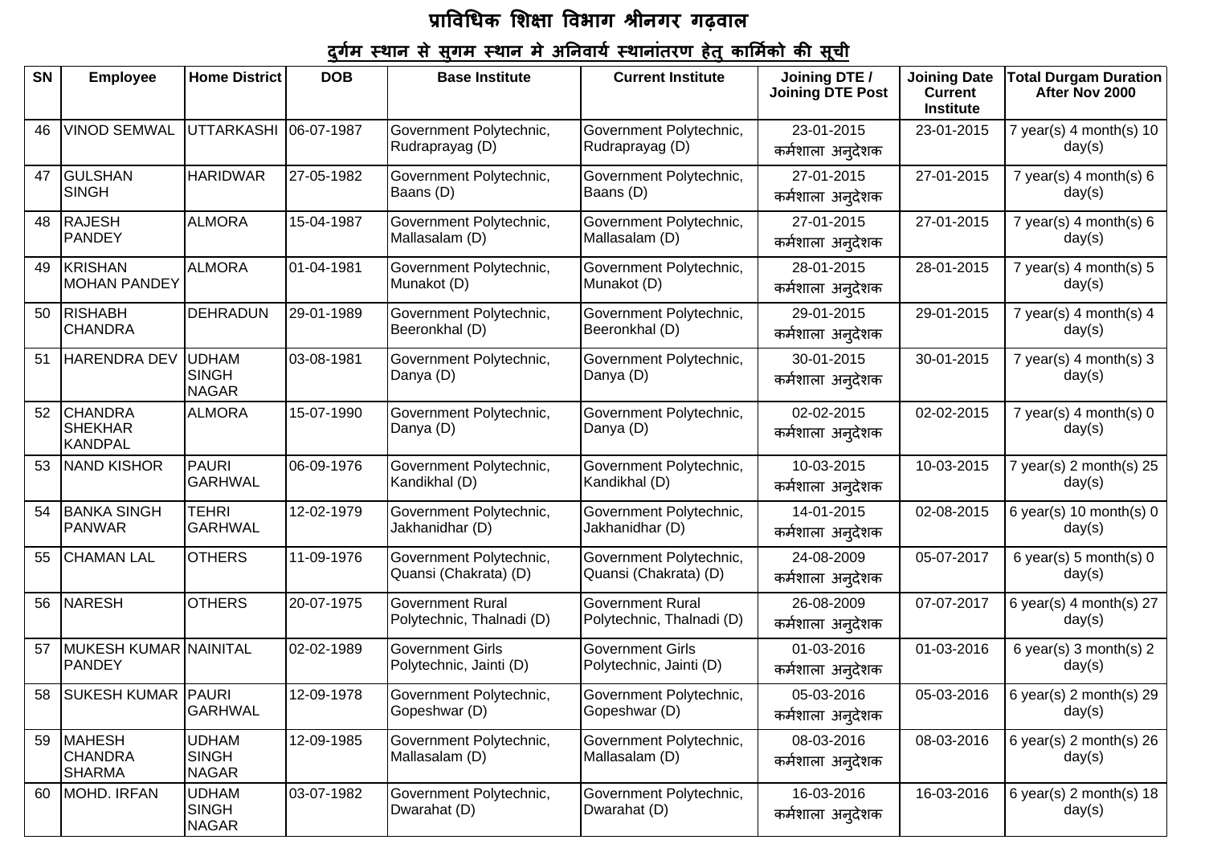# प्राविधिक शिक्षा विभाग श्रीनगर गढ़वाल

## दुर्गम स्थान से सुगम स्थान मे अनिवार्य स्थानांतरण हेतु कार्मिको की सूची

| SN | Employee | Home District | DOB | Base Institute | Current Institute | Joining DTE / Joining DTE Post | Joining Date Current Institute | Total Durgam Duration After Nov 2000 |
|---|---|---|---|---|---|---|---|---|
| 46 | VINOD SEMWAL | UTTARKASHI | 06-07-1987 | Government Polytechnic, Rudraprayag (D) | Government Polytechnic, Rudraprayag (D) | 23-01-2015 कर्मशाला अनुदेशक | 23-01-2015 | 7 year(s) 4 month(s) 10 day(s) |
| 47 | GULSHAN SINGH | HARIDWAR | 27-05-1982 | Government Polytechnic, Baans (D) | Government Polytechnic, Baans (D) | 27-01-2015 कर्मशाला अनुदेशक | 27-01-2015 | 7 year(s) 4 month(s) 6 day(s) |
| 48 | RAJESH PANDEY | ALMORA | 15-04-1987 | Government Polytechnic, Mallasalam (D) | Government Polytechnic, Mallasalam (D) | 27-01-2015 कर्मशाला अनुदेशक | 27-01-2015 | 7 year(s) 4 month(s) 6 day(s) |
| 49 | KRISHAN MOHAN PANDEY | ALMORA | 01-04-1981 | Government Polytechnic, Munakot (D) | Government Polytechnic, Munakot (D) | 28-01-2015 कर्मशाला अनुदेशक | 28-01-2015 | 7 year(s) 4 month(s) 5 day(s) |
| 50 | RISHABH CHANDRA | DEHRADUN | 29-01-1989 | Government Polytechnic, Beeronkhal (D) | Government Polytechnic, Beeronkhal (D) | 29-01-2015 कर्मशाला अनुदेशक | 29-01-2015 | 7 year(s) 4 month(s) 4 day(s) |
| 51 | HARENDRA DEV | UDHAM SINGH NAGAR | 03-08-1981 | Government Polytechnic, Danya (D) | Government Polytechnic, Danya (D) | 30-01-2015 कर्मशाला अनुदेशक | 30-01-2015 | 7 year(s) 4 month(s) 3 day(s) |
| 52 | CHANDRA SHEKHAR KANDPAL | ALMORA | 15-07-1990 | Government Polytechnic, Danya (D) | Government Polytechnic, Danya (D) | 02-02-2015 कर्मशाला अनुदेशक | 02-02-2015 | 7 year(s) 4 month(s) 0 day(s) |
| 53 | NAND KISHOR | PAURI GARHWAL | 06-09-1976 | Government Polytechnic, Kandikhal (D) | Government Polytechnic, Kandikhal (D) | 10-03-2015 कर्मशाला अनुदेशक | 10-03-2015 | 7 year(s) 2 month(s) 25 day(s) |
| 54 | BANKA SINGH PANWAR | TEHRI GARHWAL | 12-02-1979 | Government Polytechnic, Jakhanidhar (D) | Government Polytechnic, Jakhanidhar (D) | 14-01-2015 कर्मशाला अनुदेशक | 02-08-2015 | 6 year(s) 10 month(s) 0 day(s) |
| 55 | CHAMAN LAL | OTHERS | 11-09-1976 | Government Polytechnic, Quansi (Chakrata) (D) | Government Polytechnic, Quansi (Chakrata) (D) | 24-08-2009 कर्मशाला अनुदेशक | 05-07-2017 | 6 year(s) 5 month(s) 0 day(s) |
| 56 | NARESH | OTHERS | 20-07-1975 | Government Rural Polytechnic, Thalnadi (D) | Government Rural Polytechnic, Thalnadi (D) | 26-08-2009 कर्मशाला अनुदेशक | 07-07-2017 | 6 year(s) 4 month(s) 27 day(s) |
| 57 | MUKESH KUMAR PANDEY | NAINITAL | 02-02-1989 | Government Girls Polytechnic, Jainti (D) | Government Girls Polytechnic, Jainti (D) | 01-03-2016 कर्मशाला अनुदेशक | 01-03-2016 | 6 year(s) 3 month(s) 2 day(s) |
| 58 | SUKESH KUMAR | PAURI GARHWAL | 12-09-1978 | Government Polytechnic, Gopeshwar (D) | Government Polytechnic, Gopeshwar (D) | 05-03-2016 कर्मशाला अनुदेशक | 05-03-2016 | 6 year(s) 2 month(s) 29 day(s) |
| 59 | MAHESH CHANDRA SHARMA | UDHAM SINGH NAGAR | 12-09-1985 | Government Polytechnic, Mallasalam (D) | Government Polytechnic, Mallasalam (D) | 08-03-2016 कर्मशाला अनुदेशक | 08-03-2016 | 6 year(s) 2 month(s) 26 day(s) |
| 60 | MOHD. IRFAN | UDHAM SINGH NAGAR | 03-07-1982 | Government Polytechnic, Dwarahat (D) | Government Polytechnic, Dwarahat (D) | 16-03-2016 कर्मशाला अनुदेशक | 16-03-2016 | 6 year(s) 2 month(s) 18 day(s) |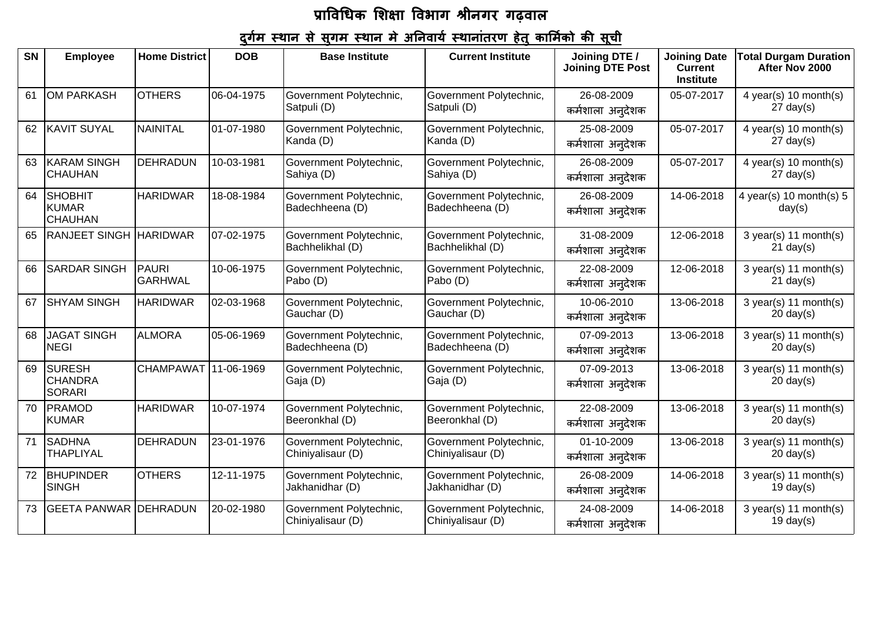# प्राविधिक शिक्षा विभाग श्रीनगर गढ़वाल

## दुर्गम स्थान से सुगम स्थान मे अनिवार्य स्थानांतरण हेतु कार्मिको की सूची

| SN | Employee | Home District | DOB | Base Institute | Current Institute | Joining DTE / Joining DTE Post | Joining Date Current Institute | Total Durgam Duration After Nov 2000 |
|---|---|---|---|---|---|---|---|---|
| 61 | OM PARKASH | OTHERS | 06-04-1975 | Government Polytechnic, Satpuli (D) | Government Polytechnic, Satpuli (D) | 26-08-2009 कर्मशाला अनुदेशक | 05-07-2017 | 4 year(s) 10 month(s) 27 day(s) |
| 62 | KAVIT SUYAL | NAINITAL | 01-07-1980 | Government Polytechnic, Kanda (D) | Government Polytechnic, Kanda (D) | 25-08-2009 कर्मशाला अनुदेशक | 05-07-2017 | 4 year(s) 10 month(s) 27 day(s) |
| 63 | KARAM SINGH CHAUHAN | DEHRADUN | 10-03-1981 | Government Polytechnic, Sahiya (D) | Government Polytechnic, Sahiya (D) | 26-08-2009 कर्मशाला अनुदेशक | 05-07-2017 | 4 year(s) 10 month(s) 27 day(s) |
| 64 | SHOBHIT KUMAR CHAUHAN | HARIDWAR | 18-08-1984 | Government Polytechnic, Badechheena (D) | Government Polytechnic, Badechheena (D) | 26-08-2009 कर्मशाला अनुदेशक | 14-06-2018 | 4 year(s) 10 month(s) 5 day(s) |
| 65 | RANJEET SINGH | HARIDWAR | 07-02-1975 | Government Polytechnic, Bachhelikhal (D) | Government Polytechnic, Bachhelikhal (D) | 31-08-2009 कर्मशाला अनुदेशक | 12-06-2018 | 3 year(s) 11 month(s) 21 day(s) |
| 66 | SARDAR SINGH | PAURI GARHWAL | 10-06-1975 | Government Polytechnic, Pabo (D) | Government Polytechnic, Pabo (D) | 22-08-2009 कर्मशाला अनुदेशक | 12-06-2018 | 3 year(s) 11 month(s) 21 day(s) |
| 67 | SHYAM SINGH | HARIDWAR | 02-03-1968 | Government Polytechnic, Gauchar (D) | Government Polytechnic, Gauchar (D) | 10-06-2010 कर्मशाला अनुदेशक | 13-06-2018 | 3 year(s) 11 month(s) 20 day(s) |
| 68 | JAGAT SINGH NEGI | ALMORA | 05-06-1969 | Government Polytechnic, Badechheena (D) | Government Polytechnic, Badechheena (D) | 07-09-2013 कर्मशाला अनुदेशक | 13-06-2018 | 3 year(s) 11 month(s) 20 day(s) |
| 69 | SURESH CHANDRA SORARI | CHAMPAWAT | 11-06-1969 | Government Polytechnic, Gaja (D) | Government Polytechnic, Gaja (D) | 07-09-2013 कर्मशाला अनुदेशक | 13-06-2018 | 3 year(s) 11 month(s) 20 day(s) |
| 70 | PRAMOD KUMAR | HARIDWAR | 10-07-1974 | Government Polytechnic, Beeronkhal (D) | Government Polytechnic, Beeronkhal (D) | 22-08-2009 कर्मशाला अनुदेशक | 13-06-2018 | 3 year(s) 11 month(s) 20 day(s) |
| 71 | SADHNA THAPLIYAL | DEHRADUN | 23-01-1976 | Government Polytechnic, Chiniyalisaur (D) | Government Polytechnic, Chiniyalisaur (D) | 01-10-2009 कर्मशाला अनुदेशक | 13-06-2018 | 3 year(s) 11 month(s) 20 day(s) |
| 72 | BHUPINDER SINGH | OTHERS | 12-11-1975 | Government Polytechnic, Jakhanidhar (D) | Government Polytechnic, Jakhanidhar (D) | 26-08-2009 कर्मशाला अनुदेशक | 14-06-2018 | 3 year(s) 11 month(s) 19 day(s) |
| 73 | GEETA PANWAR | DEHRADUN | 20-02-1980 | Government Polytechnic, Chiniyalisaur (D) | Government Polytechnic, Chiniyalisaur (D) | 24-08-2009 कर्मशाला अनुदेशक | 14-06-2018 | 3 year(s) 11 month(s) 19 day(s) |